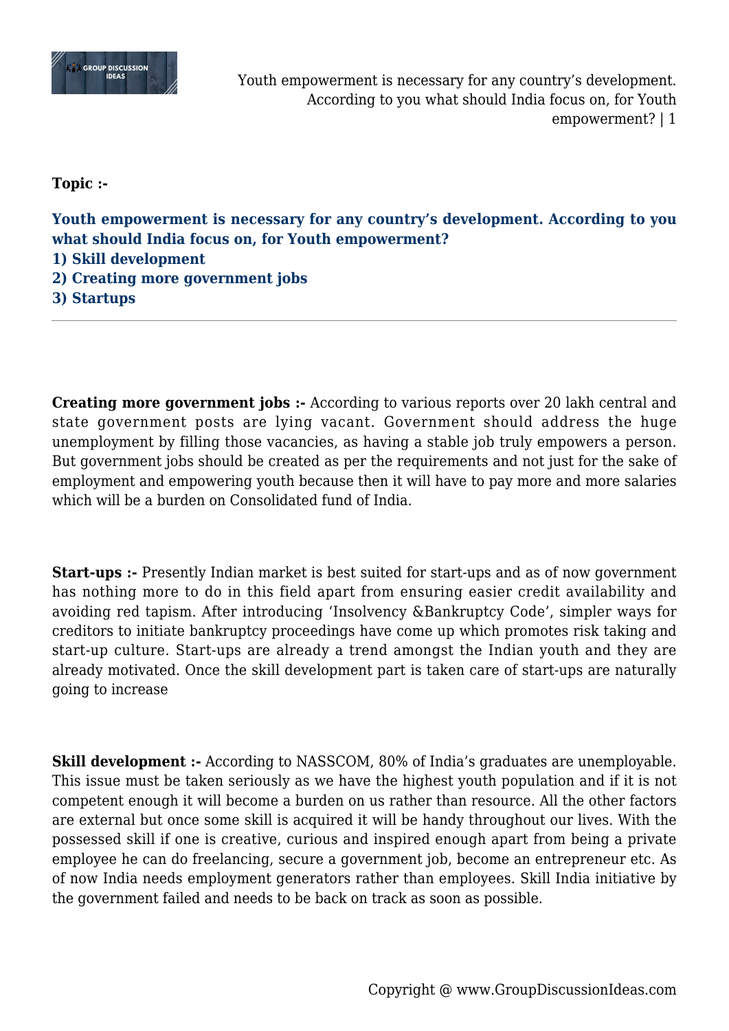**Topic :-**

**Youth empowerment is necessary for any country's development. According to you what should India focus on, for Youth empowerment?**
**1) Skill development**
**2) Creating more government jobs**
**3) Startups**

---

**Creating more government jobs :-** According to various reports over 20 lakh central and state government posts are lying vacant. Government should address the huge unemployment by filling those vacancies, as having a stable job truly empowers a person. But government jobs should be created as per the requirements and not just for the sake of employment and empowering youth because then it will have to pay more and more salaries which will be a burden on Consolidated fund of India.

**Start-ups :-** Presently Indian market is best suited for start-ups and as of now government has nothing more to do in this field apart from ensuring easier credit availability and avoiding red tapism. After introducing 'Insolvency &Bankruptcy Code', simpler ways for creditors to initiate bankruptcy proceedings have come up which promotes risk taking and start-up culture. Start-ups are already a trend amongst the Indian youth and they are already motivated. Once the skill development part is taken care of start-ups are naturally going to increase

**Skill development :-** According to NASSCOM, 80% of India's graduates are unemployable. This issue must be taken seriously as we have the highest youth population and if it is not competent enough it will become a burden on us rather than resource. All the other factors are external but once some skill is acquired it will be handy throughout our lives. With the possessed skill if one is creative, curious and inspired enough apart from being a private employee he can do freelancing, secure a government job, become an entrepreneur etc. As of now India needs employment generators rather than employees. Skill India initiative by the government failed and needs to be back on track as soon as possible.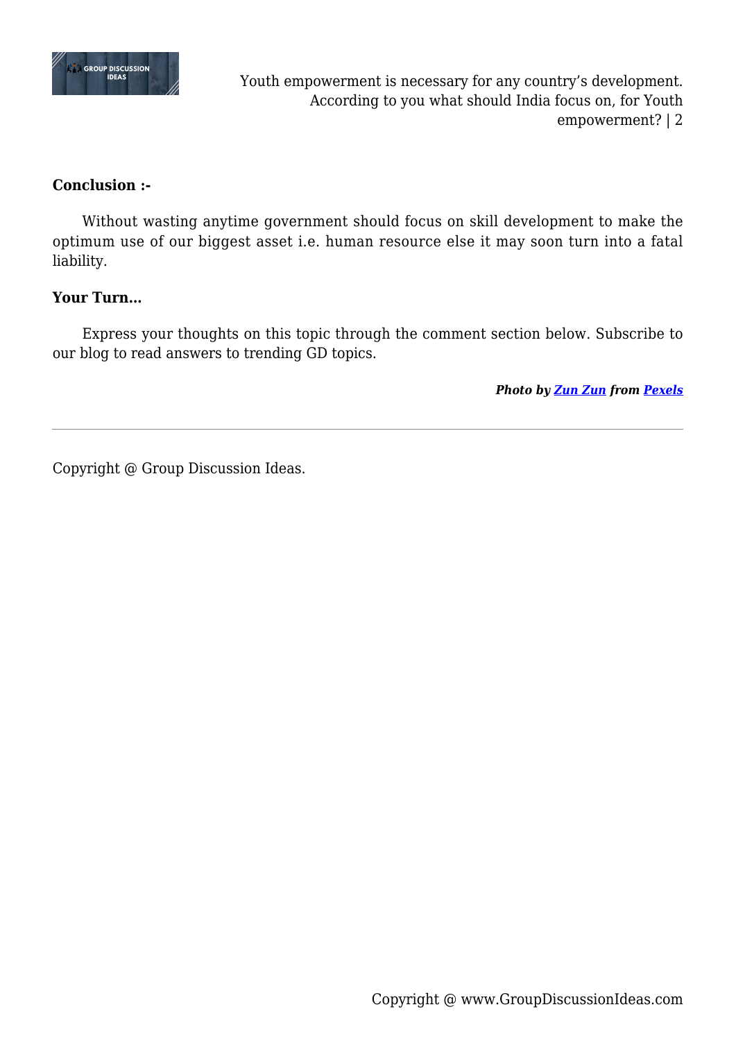**Conclusion :-**

Without wasting anytime government should focus on skill development to make the optimum use of our biggest asset i.e. human resource else it may soon turn into a fatal liability.

**Your Turn…**

Express your thoughts on this topic through the comment section below. Subscribe to our blog to read answers to trending GD topics.

***Photo by Zun Zun from Pexels***

---

Copyright @ Group Discussion Ideas.